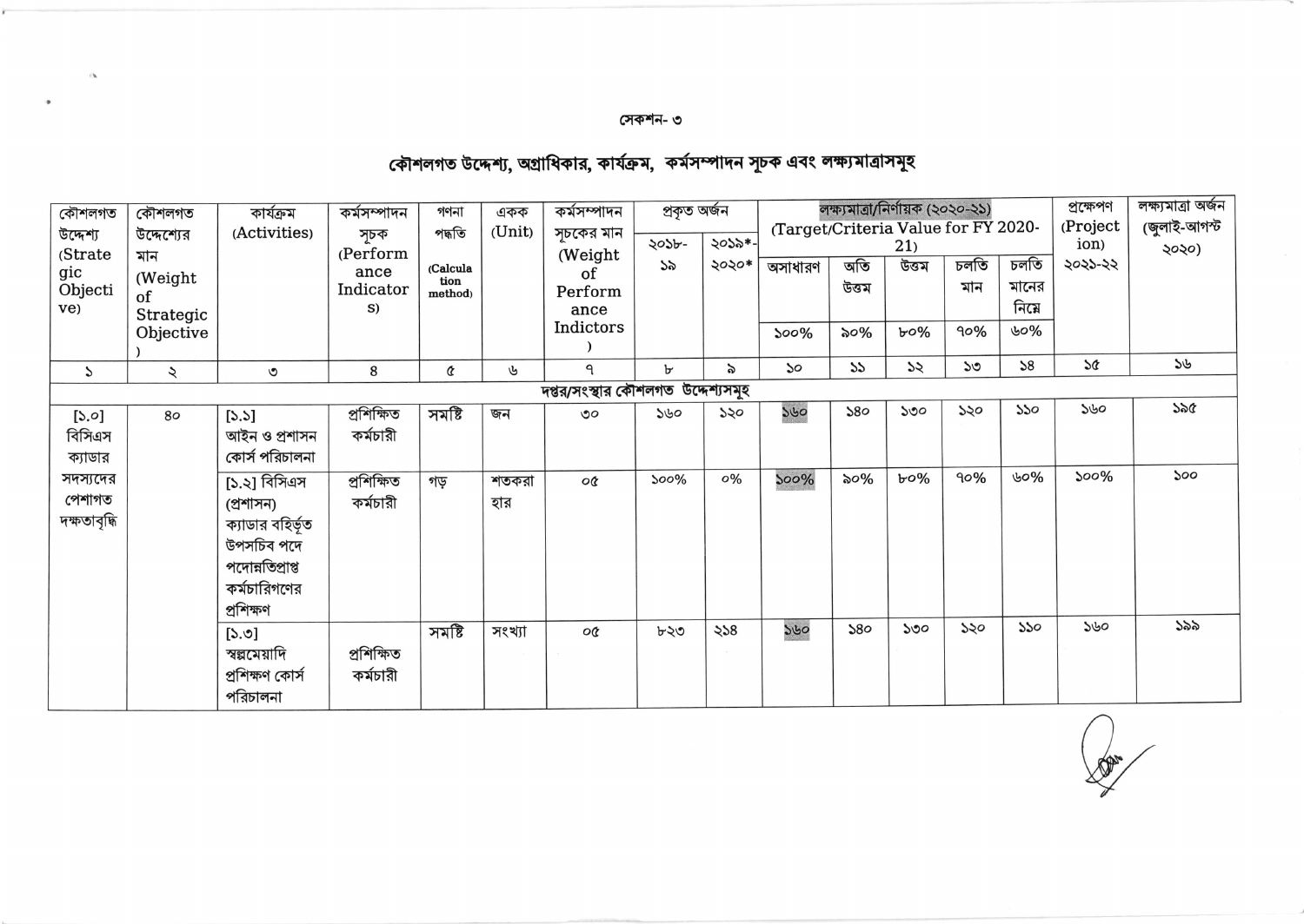সেকশন- ৩

# কৌশলগত উদ্দেশ্য, অগ্রাধিকার, কার্যক্রম, কর্মসম্পাদন সূচক এবং লক্ষ্যমাত্রাসমূহ

| কৌশলগত উদ্দেশ্য (Strategic Objective) | কৌশলগত উদ্দেশ্যের মান (Weight of Strategic Objective) | কার্যক্রম (Activities) | কর্মসম্পাদন সূচক (Performance Indicators) | গণনা পদ্ধতি (Calculation method) | একক (Unit) | কর্মসম্পাদন সূচকের মান (Weight of Performance Indictors) | প্রকৃত অর্জন | | লক্ষ্যমাত্রা/নির্ণায়ক (২০২০-২১) (Target/Criteria Value for FY 2020-21) | | | | | প্রক্ষেপণ (Projection) ২০২১-২২ | লক্ষ্যমাত্রা অর্জন (জুলাই-আগস্ট ২০২০) |
|---|---|---|---|---|---|---|---|---|---|---|---|---|---|---|---|
| | | | | | | | ২০১৮-১৯ | ২০১৯*-২০২০* | অসাধারণ ১০০% | অতি উত্তম ৯০% | উত্তম ৮০% | চলতি মান ৭০% | চলতি মানের নিম্নে ৬০% | | |
| ১ | ২ | ৩ | ৪ | ৫ | ৬ | ৭ | ৮ | ৯ | ১০ | ১১ | ১২ | ১৩ | ১৪ | ১৫ | ১৬ |
| দপ্তর/সংস্থার কৌশলগত উদ্দেশ্যসমূহ | | | | | | | | | | | | | | | |
| [১.০] বিসিএস ক্যাডার সদস্যদের পেশাগত দক্ষতাবৃদ্ধি | ৪০ | [১.১] আইন ও প্রশাসন কোর্স পরিচালনা | প্রশিক্ষিত কর্মচারী | সমষ্টি | জন | ৩০ | ১৬০ | ১২০ | ১৬০ | ১৪০ | ১৩০ | ১২০ | ১১০ | ১৬০ | ১৯৫ |
| | | [১.২] বিসিএস (প্রশাসন) ক্যাডার বহির্ভূত উপসচিব পদে পদোন্নতিপ্রাপ্ত কর্মচারিগণের প্রশিক্ষণ | প্রশিক্ষিত কর্মচারী | গড় | শতকরা হার | ০৫ | ১০০% | ০% | ১০০% | ৯০% | ৮০% | ৭০% | ৬০% | ১০০% | ১০০ |
| | | [১.৩] স্বল্পমেয়াদি প্রশিক্ষণ কোর্স পরিচালনা | প্রশিক্ষিত কর্মচারী | সমষ্টি | সংখ্যা | ০৫ | ৮২৩ | ২১৪ | ১৬০ | ১৪০ | ১৩০ | ১২০ | ১১০ | ১৬০ | ১৯৯ |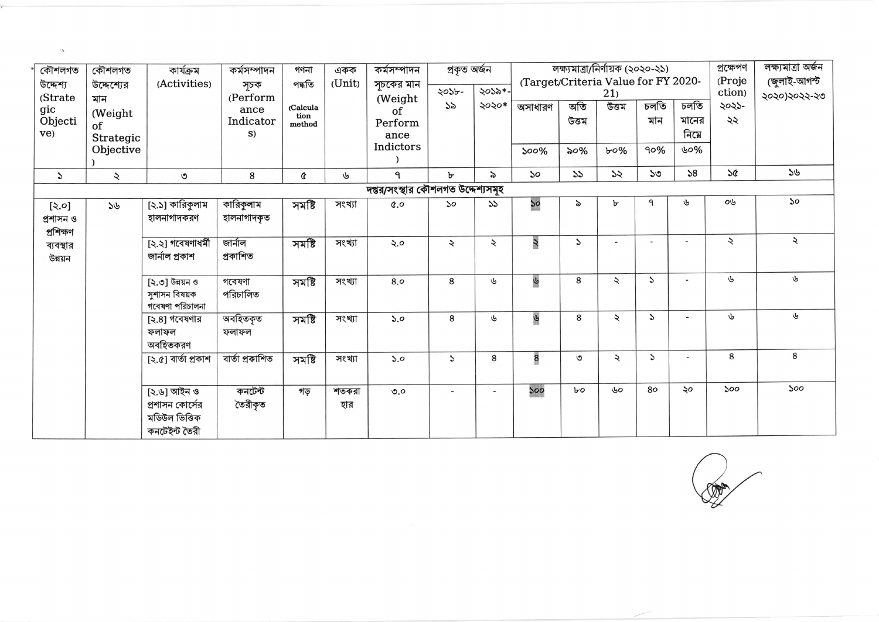| কৌশলগত উদ্দেশ্য (Strategic Objective) | কৌশলগত উদ্দেশ্যের মান (Weight of Strategic Objective) | কার্যক্রম (Activities) | কর্মসম্পাদন সূচক (Performance Indicators) | গণনা পদ্ধতি (Calculation method) | একক (Unit) | কর্মসম্পাদন সূচকের মান (Weight of Performance Indictors) | প্রকৃত অর্জন | | লক্ষ্যমাত্রা/নির্ণায়ক (২০২০-২১) (Target/Criteria Value for FY 2020-21) | | | | | প্রক্ষেপণ (Projection) | লক্ষ্যমাত্রা অর্জন (জুলাই-আগস্ট ২০২০)২০২২-২৩ |
|---|---|---|---|---|---|---|---|---|---|---|---|---|---|---|---|
| | | | | | | | ২০১৮-১৯ | ২০১৯*-২০২০* | অসাধারণ | অতি উত্তম | উত্তম | চলতি মান | চলতি মানের নিম্নে | ২০২১-২২ | |
| | | | | | | | | | ১০০% | ৯০% | ৮০% | ৭০% | ৬০% | | |
| ১ | ২ | ৩ | ৪ | ৫ | ৬ | ৭ | ৮ | ৯ | ১০ | ১১ | ১২ | ১৩ | ১৪ | ১৫ | ১৬ |
| দপ্তর/সংস্থার কৌশলগত উদ্দেশ্যসমূহ | | | | | | | | | | | | | | | |
| [২.০] প্রশাসন ও প্রশিক্ষণ ব্যবস্থার উন্নয়ন | ১৬ | [২.১] কারিকুলাম হালনাগাদকরণ | কারিকুলাম হালনাগাদকৃত | সমষ্টি | সংখ্যা | ৫.০ | ১০ | ১১ | ১০ | ৯ | ৮ | ৭ | ৬ | ০৬ | ১০ |
| | | [২.২] গবেষণাধর্মী জার্নাল প্রকাশ | জার্নাল প্রকাশিত | সমষ্টি | সংখ্যা | ২.০ | ২ | ২ | ২ | ১ | - | - | - | ২ | ২ |
| | | [২.৩] উন্নয়ন ও সুশাসন বিষয়ক গবেষণা পরিচালনা | গবেষণা পরিচালিত | সমষ্টি | সংখ্যা | ৪.০ | ৪ | ৬ | ৬ | ৪ | ২ | ১ | - | ৬ | ৬ |
| | | [২.৪] গবেষণার ফলাফল অবহিতকরণ | অবহিতকৃত ফলাফল | সমষ্টি | সংখ্যা | ১.০ | ৪ | ৬ | ৬ | ৪ | ২ | ১ | - | ৬ | ৬ |
| | | [২.৫] বার্তা প্রকাশ | বার্তা প্রকাশিত | সমষ্টি | সংখ্যা | ১.০ | ১ | ৪ | ৪ | ৩ | ২ | ১ | - | ৪ | ৪ |
| | | [২.৬] আইন ও প্রশাসন কোর্সের মডিউল ভিত্তিক কনটেইন্ট তৈরী | কনটেন্ট তৈরীকৃত | গড় | শতকরা হার | ৩.০ | - | - | ১০০ | ৮০ | ৬০ | ৪০ | ২০ | ১০০ | ১০০ |